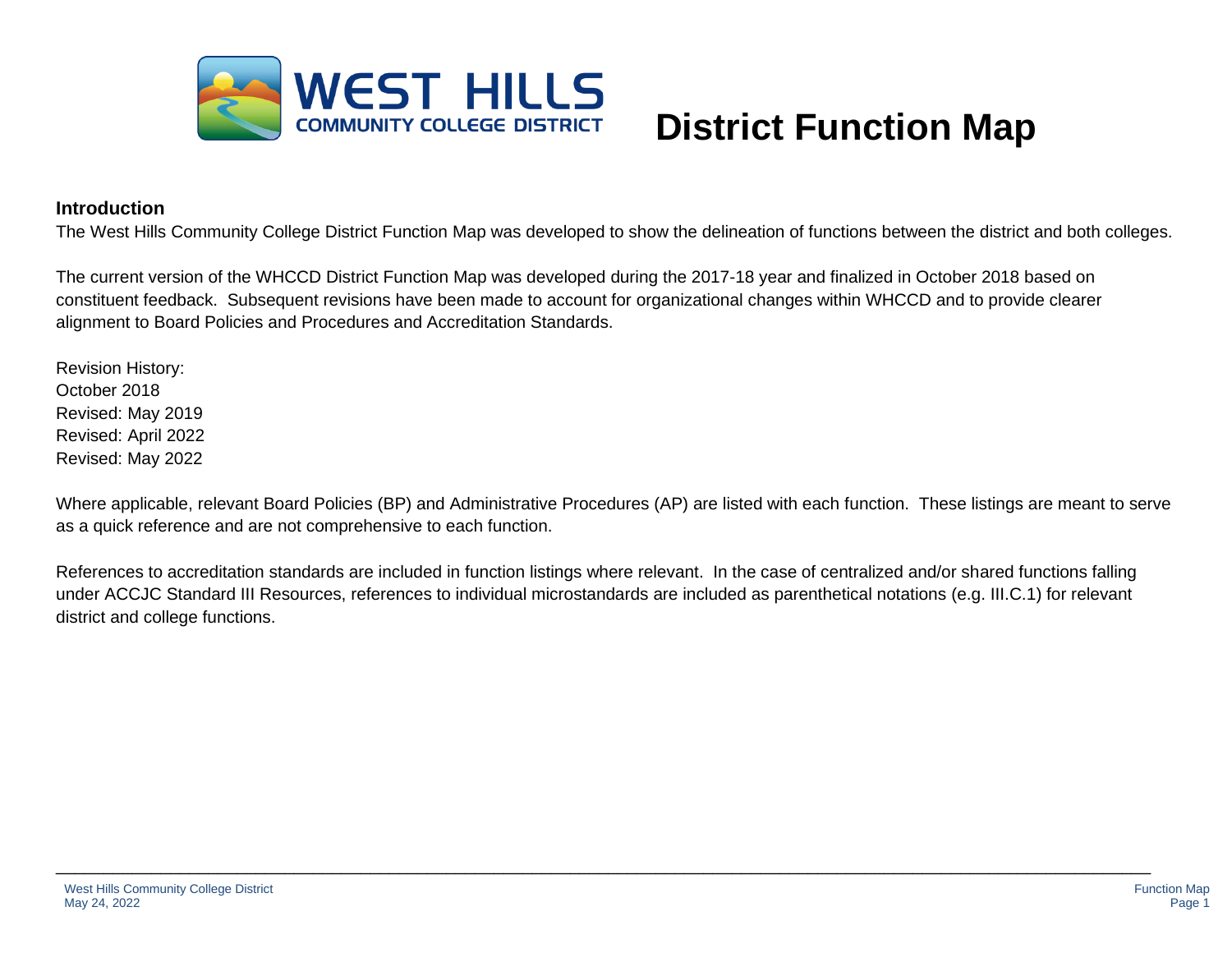# District Function Map

West Hills Community College District

## Introduction

The West Hills Community College District Function Map was developed to show the delineation of functions between the district and both colleges.

The current version of the WHCCD District Function Map was developed during the 2017-18 year and finalized in October 2018 based on constituent feedback. Subsequent revisions have been made to account for organizational changes within WHCCD and to provide clearer alignment to Board Policies and Procedures and Accreditation Standards.

Revision History:
October 2018
Revised: May 2019
Revised: April 2022
Revised: May 2022

Where applicable, relevant Board Policies (BP) and Administrative Procedures (AP) are listed with each function. These listings are meant to serve as a quick reference and are not comprehensive to each function.

References to accreditation standards are included in function listings where relevant. In the case of centralized and/or shared functions falling under ACCJC Standard III Resources, references to individual microstandards are included as parenthetical notations (e.g. III.C.1) for relevant district and college functions.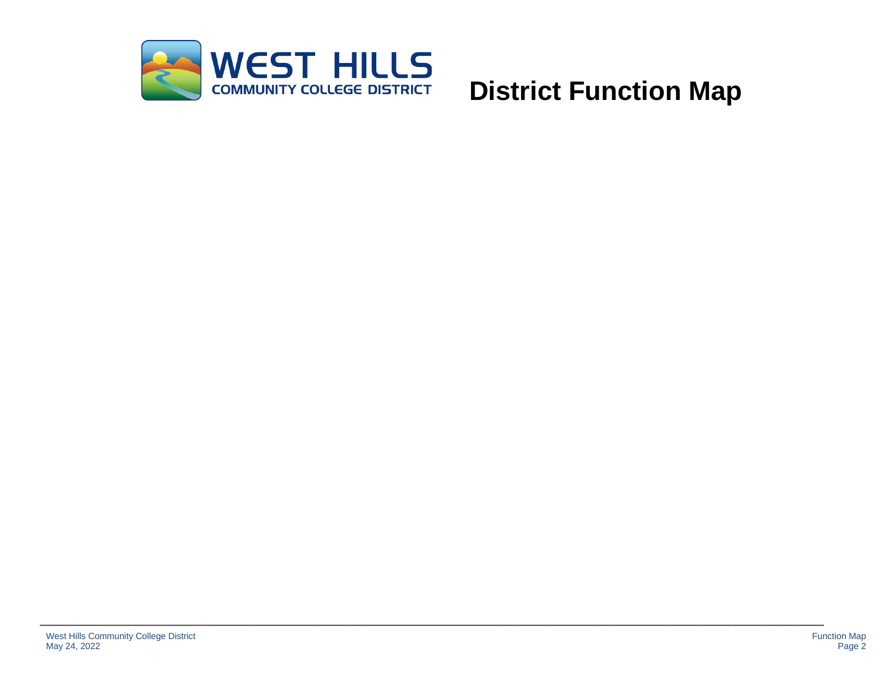# District Function Map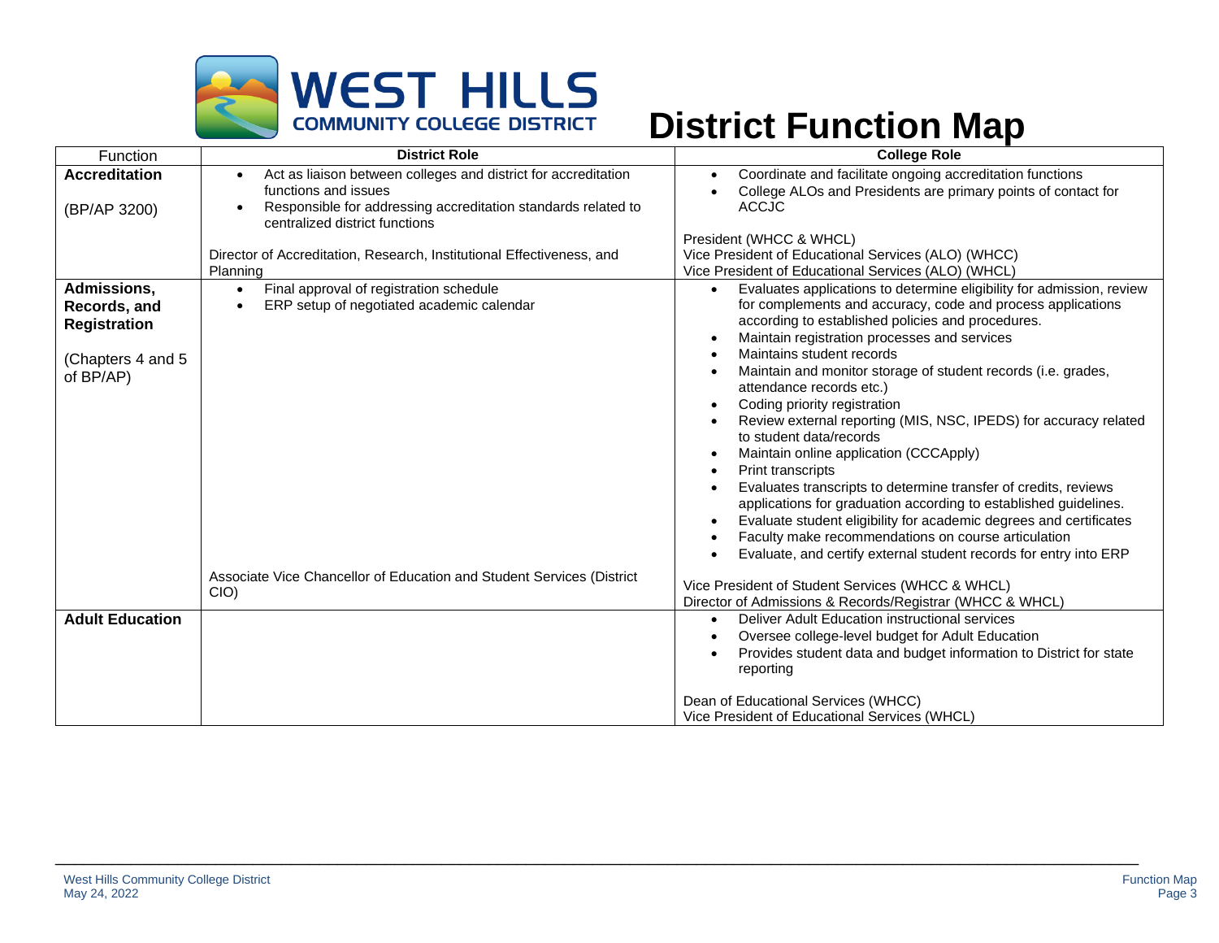# District Function Map

| Function | District Role | College Role |
|---|---|---|
| **Accreditation**<br><br>(BP/AP 3200) | • Act as liaison between colleges and district for accreditation functions and issues<br>• Responsible for addressing accreditation standards related to centralized district functions<br><br>Director of Accreditation, Research, Institutional Effectiveness, and Planning | • Coordinate and facilitate ongoing accreditation functions<br>• College ALOs and Presidents are primary points of contact for ACCJC<br><br>President (WHCC & WHCL)<br>Vice President of Educational Services (ALO) (WHCC)<br>Vice President of Educational Services (ALO) (WHCL) |
| **Admissions, Records, and Registration**<br><br>(Chapters 4 and 5 of BP/AP) | • Final approval of registration schedule<br>• ERP setup of negotiated academic calendar<br><br>Associate Vice Chancellor of Education and Student Services (District CIO) | • Evaluates applications to determine eligibility for admission, review for complements and accuracy, code and process applications according to established policies and procedures.<br>• Maintain registration processes and services<br>• Maintains student records<br>• Maintain and monitor storage of student records (i.e. grades, attendance records etc.)<br>• Coding priority registration<br>• Review external reporting (MIS, NSC, IPEDS) for accuracy related to student data/records<br>• Maintain online application (CCCApply)<br>• Print transcripts<br>• Evaluates transcripts to determine transfer of credits, reviews applications for graduation according to established guidelines.<br>• Evaluate student eligibility for academic degrees and certificates<br>• Faculty make recommendations on course articulation<br>• Evaluate, and certify external student records for entry into ERP<br><br>Vice President of Student Services (WHCC & WHCL)<br>Director of Admissions & Records/Registrar (WHCC & WHCL) |
| **Adult Education** | | • Deliver Adult Education instructional services<br>• Oversee college-level budget for Adult Education<br>• Provides student data and budget information to District for state reporting<br><br>Dean of Educational Services (WHCC)<br>Vice President of Educational Services (WHCL) |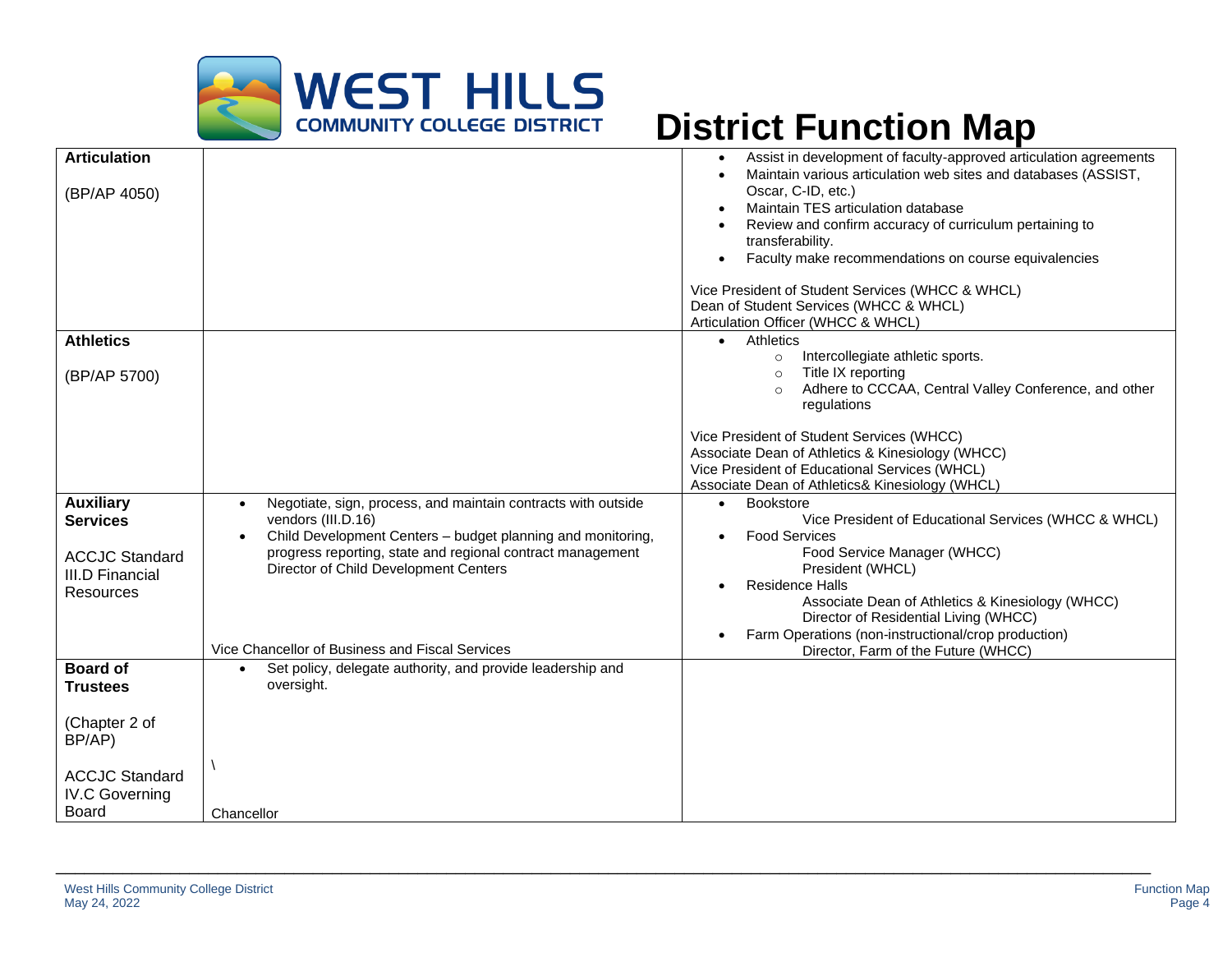# District Function Map

| Function | District | Colleges |
|---|---|---|
| **Articulation**<br><br>(BP/AP 4050) | | • Assist in development of faculty-approved articulation agreements<br>• Maintain various articulation web sites and databases (ASSIST, Oscar, C-ID, etc.)<br>• Maintain TES articulation database<br>• Review and confirm accuracy of curriculum pertaining to transferability.<br>• Faculty make recommendations on course equivalencies<br><br>Vice President of Student Services (WHCC & WHCL)<br>Dean of Student Services (WHCC & WHCL)<br>Articulation Officer (WHCC & WHCL) |
| **Athletics**<br><br>(BP/AP 5700) | | • Athletics<br>&nbsp;&nbsp;○ Intercollegiate athletic sports.<br>&nbsp;&nbsp;○ Title IX reporting<br>&nbsp;&nbsp;○ Adhere to CCCAA, Central Valley Conference, and other regulations<br><br>Vice President of Student Services (WHCC)<br>Associate Dean of Athletics & Kinesiology (WHCC)<br>Vice President of Educational Services (WHCL)<br>Associate Dean of Athletics& Kinesiology (WHCL) |
| **Auxiliary Services**<br><br>ACCJC Standard III.D Financial Resources | • Negotiate, sign, process, and maintain contracts with outside vendors (III.D.16)<br>• Child Development Centers – budget planning and monitoring, progress reporting, state and regional contract management<br>Director of Child Development Centers<br><br>Vice Chancellor of Business and Fiscal Services | • Bookstore<br>Vice President of Educational Services (WHCC & WHCL)<br>• Food Services<br>Food Service Manager (WHCC)<br>President (WHCL)<br>• Residence Halls<br>Associate Dean of Athletics & Kinesiology (WHCC)<br>Director of Residential Living (WHCC)<br>• Farm Operations (non-instructional/crop production)<br>Director, Farm of the Future (WHCC) |
| **Board of Trustees**<br><br>(Chapter 2 of BP/AP)<br><br>ACCJC Standard IV.C Governing Board | • Set policy, delegate authority, and provide leadership and oversight.<br><br>\<br><br>Chancellor | |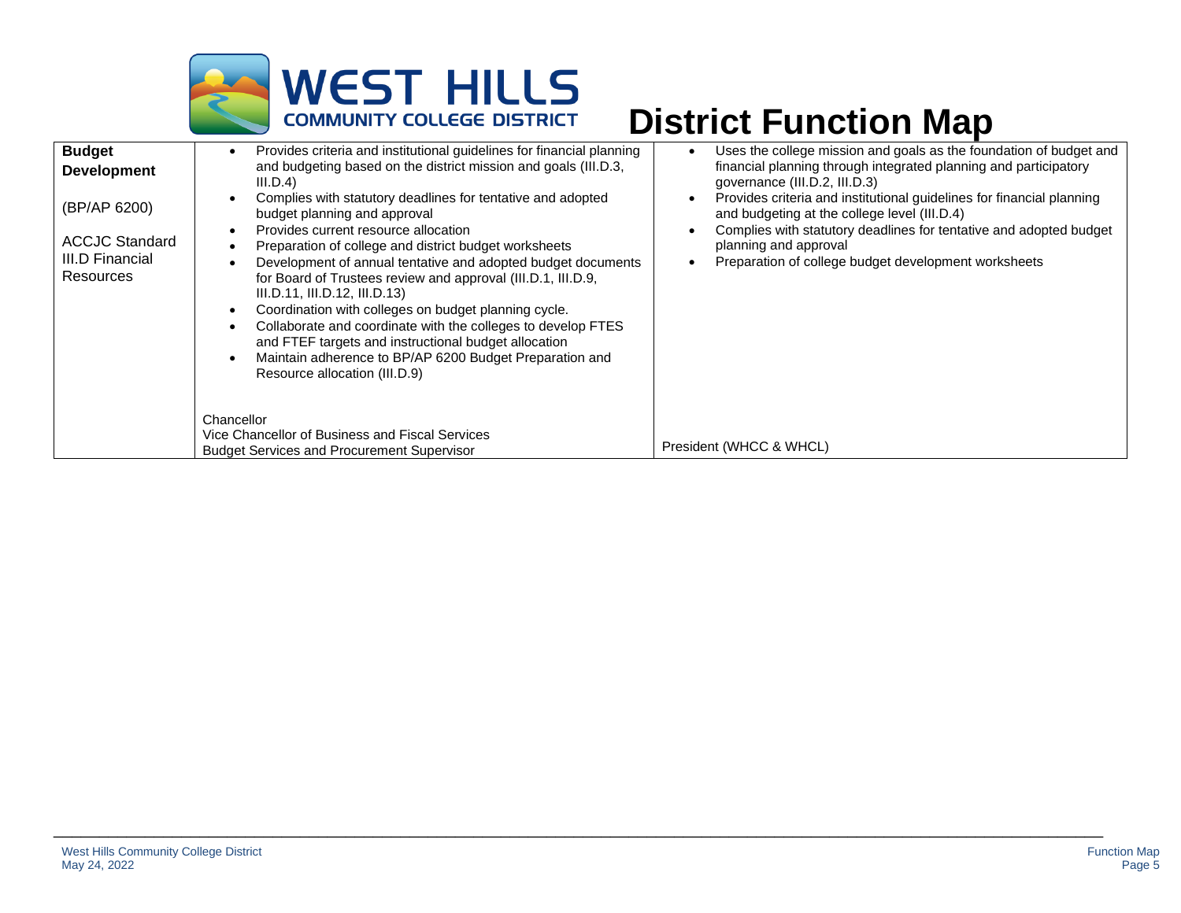# District Function Map

| | | |
|---|---|---|
| **Budget Development**<br><br>(BP/AP 6200)<br><br>ACCJC Standard III.D Financial Resources | • Provides criteria and institutional guidelines for financial planning and budgeting based on the district mission and goals (III.D.3, III.D.4)<br>• Complies with statutory deadlines for tentative and adopted budget planning and approval<br>• Provides current resource allocation<br>• Preparation of college and district budget worksheets<br>• Development of annual tentative and adopted budget documents for Board of Trustees review and approval (III.D.1, III.D.9, III.D.11, III.D.12, III.D.13)<br>• Coordination with colleges on budget planning cycle.<br>• Collaborate and coordinate with the colleges to develop FTES and FTEF targets and instructional budget allocation<br>• Maintain adherence to BP/AP 6200 Budget Preparation and Resource allocation (III.D.9)<br><br>Chancellor<br>Vice Chancellor of Business and Fiscal Services<br>Budget Services and Procurement Supervisor | • Uses the college mission and goals as the foundation of budget and financial planning through integrated planning and participatory governance (III.D.2, III.D.3)<br>• Provides criteria and institutional guidelines for financial planning and budgeting at the college level (III.D.4)<br>• Complies with statutory deadlines for tentative and adopted budget planning and approval<br>• Preparation of college budget development worksheets<br><br>President (WHCC & WHCL) |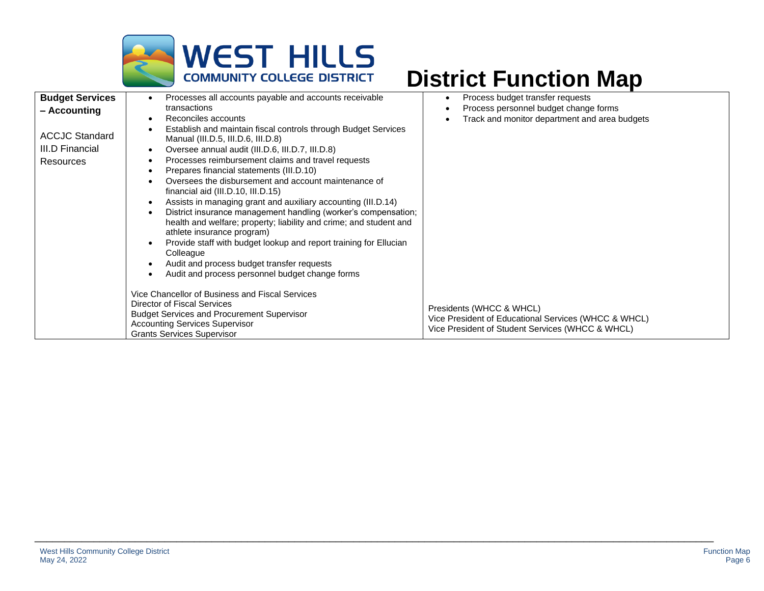# District Function Map

| | | |
|---|---|---|
| **Budget Services – Accounting**<br><br>ACCJC Standard III.D Financial Resources | • Processes all accounts payable and accounts receivable transactions<br>• Reconciles accounts<br>• Establish and maintain fiscal controls through Budget Services Manual (III.D.5, III.D.6, III.D.8)<br>• Oversee annual audit (III.D.6, III.D.7, III.D.8)<br>• Processes reimbursement claims and travel requests<br>• Prepares financial statements (III.D.10)<br>• Oversees the disbursement and account maintenance of financial aid (III.D.10, III.D.15)<br>• Assists in managing grant and auxiliary accounting (III.D.14)<br>• District insurance management handling (worker's compensation; health and welfare; property; liability and crime; and student and athlete insurance program)<br>• Provide staff with budget lookup and report training for Ellucian Colleague<br>• Audit and process budget transfer requests<br>• Audit and process personnel budget change forms<br><br>Vice Chancellor of Business and Fiscal Services<br>Director of Fiscal Services<br>Budget Services and Procurement Supervisor<br>Accounting Services Supervisor<br>Grants Services Supervisor | • Process budget transfer requests<br>• Process personnel budget change forms<br>• Track and monitor department and area budgets<br><br>Presidents (WHCC & WHCL)<br>Vice President of Educational Services (WHCC & WHCL)<br>Vice President of Student Services (WHCC & WHCL) |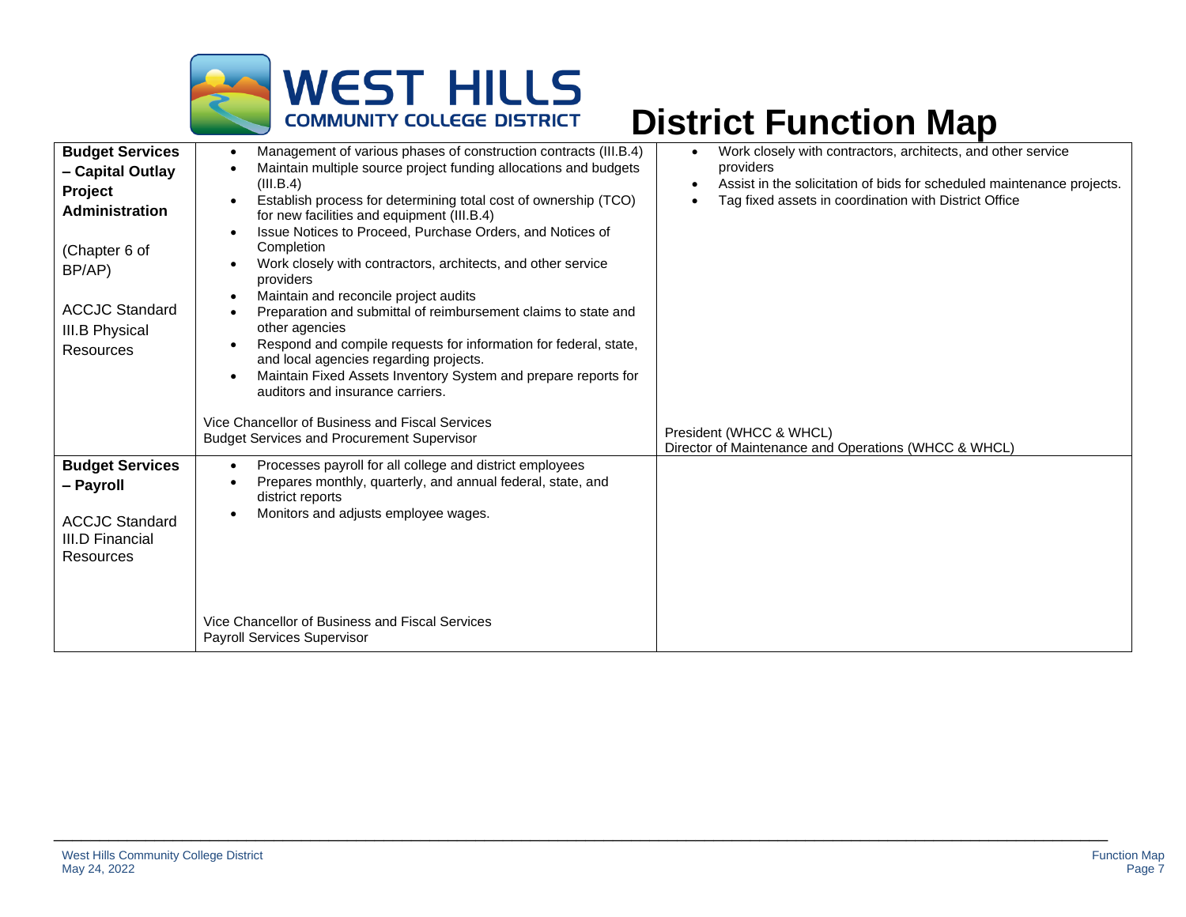# District Function Map

| | | |
|---|---|---|
| **Budget Services – Capital Outlay Project Administration**<br><br>(Chapter 6 of BP/AP)<br><br>ACCJC Standard III.B Physical Resources | • Management of various phases of construction contracts (III.B.4)<br>• Maintain multiple source project funding allocations and budgets (III.B.4)<br>• Establish process for determining total cost of ownership (TCO) for new facilities and equipment (III.B.4)<br>• Issue Notices to Proceed, Purchase Orders, and Notices of Completion<br>• Work closely with contractors, architects, and other service providers<br>• Maintain and reconcile project audits<br>• Preparation and submittal of reimbursement claims to state and other agencies<br>• Respond and compile requests for information for federal, state, and local agencies regarding projects.<br>• Maintain Fixed Assets Inventory System and prepare reports for auditors and insurance carriers.<br><br>Vice Chancellor of Business and Fiscal Services<br>Budget Services and Procurement Supervisor | • Work closely with contractors, architects, and other service providers<br>• Assist in the solicitation of bids for scheduled maintenance projects.<br>• Tag fixed assets in coordination with District Office<br><br>President (WHCC & WHCL)<br>Director of Maintenance and Operations (WHCC & WHCL) |
| **Budget Services – Payroll**<br><br>ACCJC Standard III.D Financial Resources | • Processes payroll for all college and district employees<br>• Prepares monthly, quarterly, and annual federal, state, and district reports<br>• Monitors and adjusts employee wages.<br><br>Vice Chancellor of Business and Fiscal Services<br>Payroll Services Supervisor | |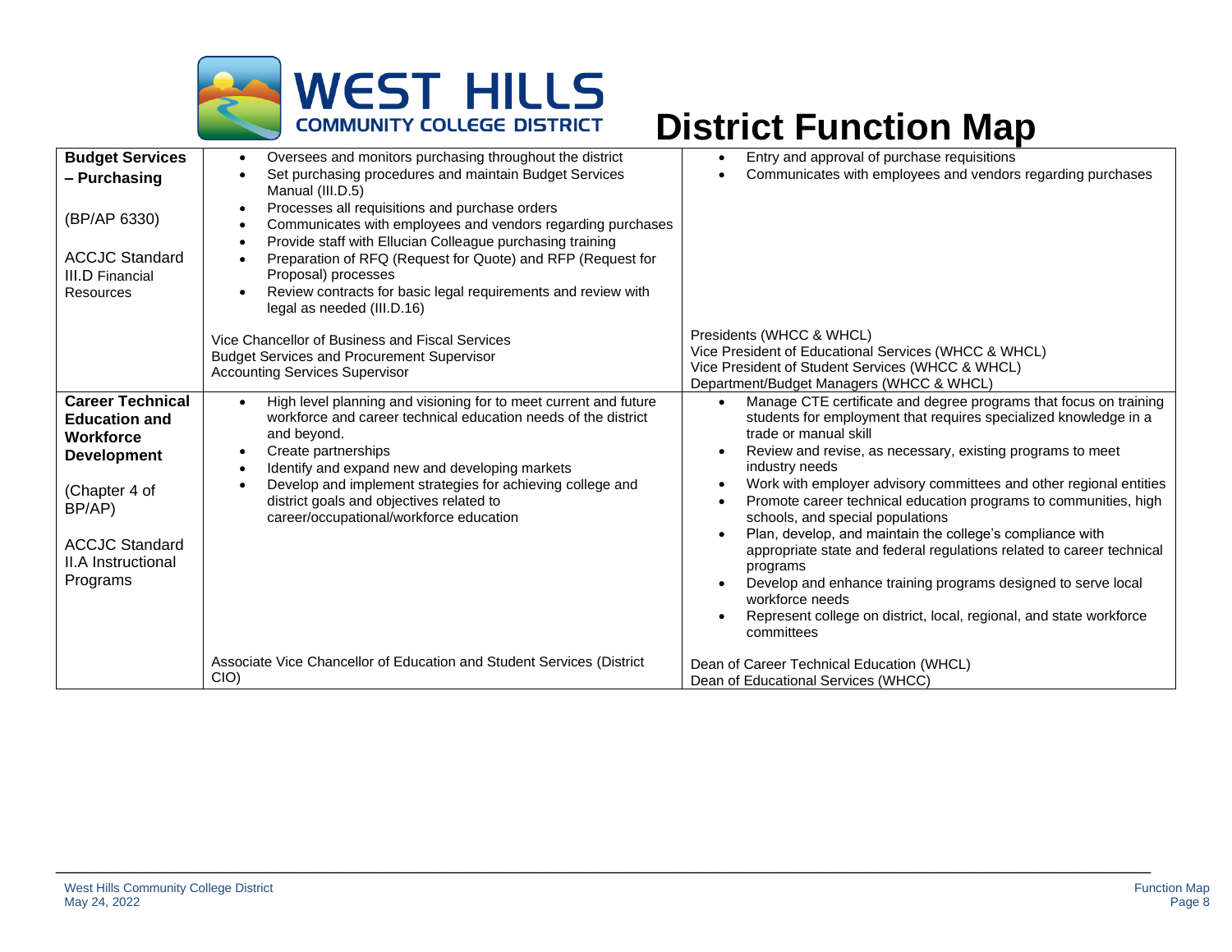# District Function Map

| Function | District | College |
| --- | --- | --- |
| **Budget Services – Purchasing**<br><br>(BP/AP 6330)<br><br>ACCJC Standard III.D Financial Resources | • Oversees and monitors purchasing throughout the district<br>• Set purchasing procedures and maintain Budget Services Manual (III.D.5)<br>• Processes all requisitions and purchase orders<br>• Communicates with employees and vendors regarding purchases<br>• Provide staff with Ellucian Colleague purchasing training<br>• Preparation of RFQ (Request for Quote) and RFP (Request for Proposal) processes<br>• Review contracts for basic legal requirements and review with legal as needed (III.D.16)<br><br>Vice Chancellor of Business and Fiscal Services<br>Budget Services and Procurement Supervisor<br>Accounting Services Supervisor | • Entry and approval of purchase requisitions<br>• Communicates with employees and vendors regarding purchases<br><br>Presidents (WHCC & WHCL)<br>Vice President of Educational Services (WHCC & WHCL)<br>Vice President of Student Services (WHCC & WHCL)<br>Department/Budget Managers (WHCC & WHCL) |
| **Career Technical Education and Workforce Development**<br><br>(Chapter 4 of BP/AP)<br><br>ACCJC Standard II.A Instructional Programs | • High level planning and visioning for to meet current and future workforce and career technical education needs of the district and beyond.<br>• Create partnerships<br>• Identify and expand new and developing markets<br>• Develop and implement strategies for achieving college and district goals and objectives related to career/occupational/workforce education<br><br>Associate Vice Chancellor of Education and Student Services (District CIO) | • Manage CTE certificate and degree programs that focus on training students for employment that requires specialized knowledge in a trade or manual skill<br>• Review and revise, as necessary, existing programs to meet industry needs<br>• Work with employer advisory committees and other regional entities<br>• Promote career technical education programs to communities, high schools, and special populations<br>• Plan, develop, and maintain the college's compliance with appropriate state and federal regulations related to career technical programs<br>• Develop and enhance training programs designed to serve local workforce needs<br>• Represent college on district, local, regional, and state workforce committees<br><br>Dean of Career Technical Education (WHCL)<br>Dean of Educational Services (WHCC) |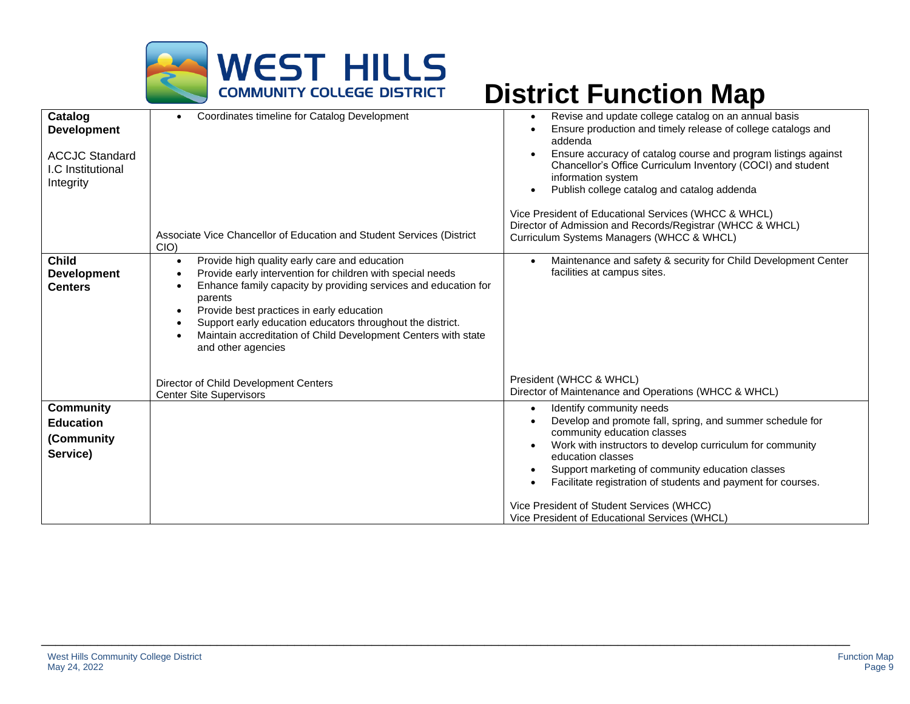# District Function Map

| | | |
|---|---|---|
| **Catalog Development**<br><br>ACCJC Standard I.C Institutional Integrity | • Coordinates timeline for Catalog Development<br><br>Associate Vice Chancellor of Education and Student Services (District CIO) | • Revise and update college catalog on an annual basis<br>• Ensure production and timely release of college catalogs and addenda<br>• Ensure accuracy of catalog course and program listings against Chancellor's Office Curriculum Inventory (COCI) and student information system<br>• Publish college catalog and catalog addenda<br><br>Vice President of Educational Services (WHCC & WHCL)<br>Director of Admission and Records/Registrar (WHCC & WHCL)<br>Curriculum Systems Managers (WHCC & WHCL) |
| **Child Development Centers** | • Provide high quality early care and education<br>• Provide early intervention for children with special needs<br>• Enhance family capacity by providing services and education for parents<br>• Provide best practices in early education<br>• Support early education educators throughout the district.<br>• Maintain accreditation of Child Development Centers with state and other agencies<br><br>Director of Child Development Centers<br>Center Site Supervisors | • Maintenance and safety & security for Child Development Center facilities at campus sites.<br><br>President (WHCC & WHCL)<br>Director of Maintenance and Operations (WHCC & WHCL) |
| **Community Education (Community Service)** | | • Identify community needs<br>• Develop and promote fall, spring, and summer schedule for community education classes<br>• Work with instructors to develop curriculum for community education classes<br>• Support marketing of community education classes<br>• Facilitate registration of students and payment for courses.<br><br>Vice President of Student Services (WHCC)<br>Vice President of Educational Services (WHCL) |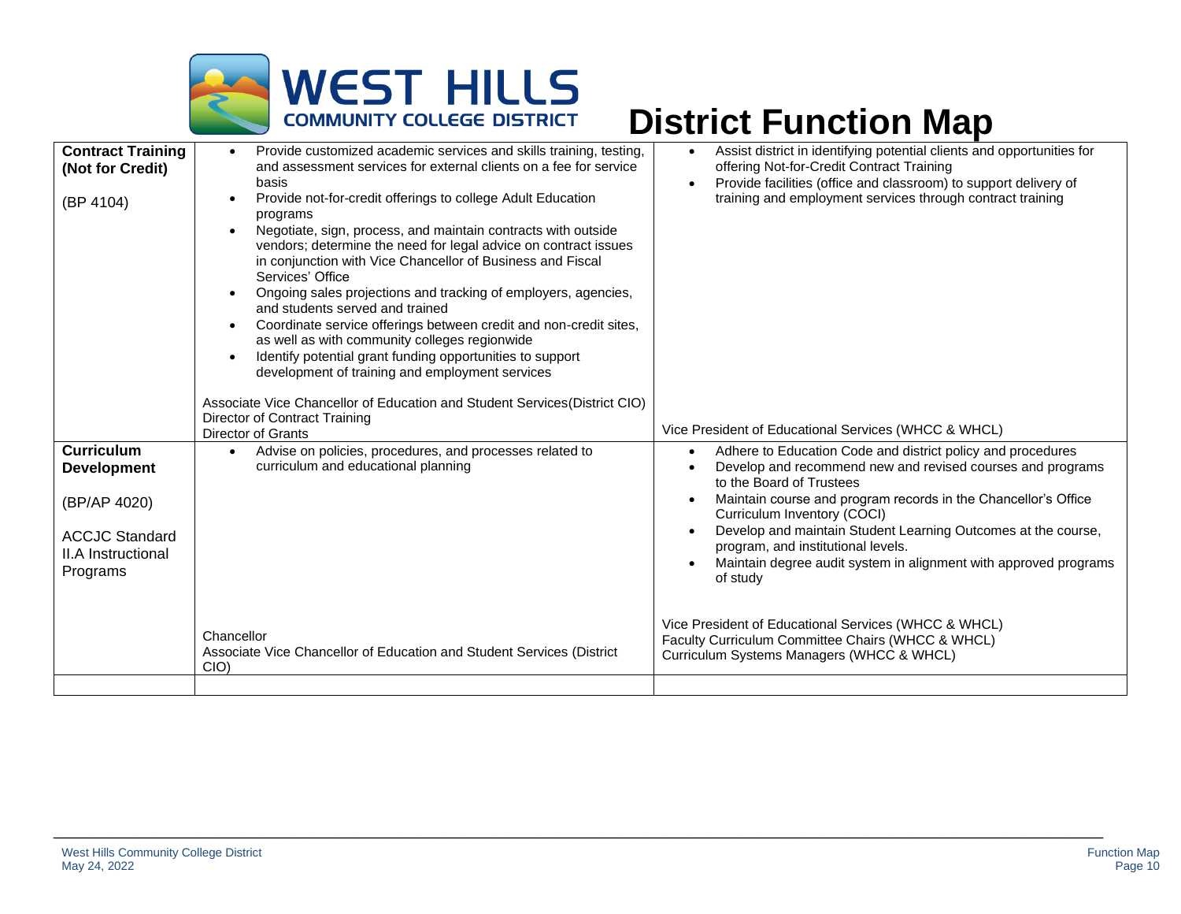# District Function Map

| | | |
|---|---|---|
| **Contract Training (Not for Credit)**<br><br>(BP 4104) | • Provide customized academic services and skills training, testing, and assessment services for external clients on a fee for service basis<br>• Provide not-for-credit offerings to college Adult Education programs<br>• Negotiate, sign, process, and maintain contracts with outside vendors; determine the need for legal advice on contract issues in conjunction with Vice Chancellor of Business and Fiscal Services' Office<br>• Ongoing sales projections and tracking of employers, agencies, and students served and trained<br>• Coordinate service offerings between credit and non-credit sites, as well as with community colleges regionwide<br>• Identify potential grant funding opportunities to support development of training and employment services<br><br>Associate Vice Chancellor of Education and Student Services(District CIO)<br>Director of Contract Training<br>Director of Grants | • Assist district in identifying potential clients and opportunities for offering Not-for-Credit Contract Training<br>• Provide facilities (office and classroom) to support delivery of training and employment services through contract training<br><br>Vice President of Educational Services (WHCC & WHCL) |
| **Curriculum Development**<br><br>(BP/AP 4020)<br><br>ACCJC Standard II.A Instructional Programs | • Advise on policies, procedures, and processes related to curriculum and educational planning<br><br>Chancellor<br>Associate Vice Chancellor of Education and Student Services (District CIO) | • Adhere to Education Code and district policy and procedures<br>• Develop and recommend new and revised courses and programs to the Board of Trustees<br>• Maintain course and program records in the Chancellor's Office Curriculum Inventory (COCI)<br>• Develop and maintain Student Learning Outcomes at the course, program, and institutional levels.<br>• Maintain degree audit system in alignment with approved programs of study<br><br>Vice President of Educational Services (WHCC & WHCL)<br>Faculty Curriculum Committee Chairs (WHCC & WHCL)<br>Curriculum Systems Managers (WHCC & WHCL) |
| | | |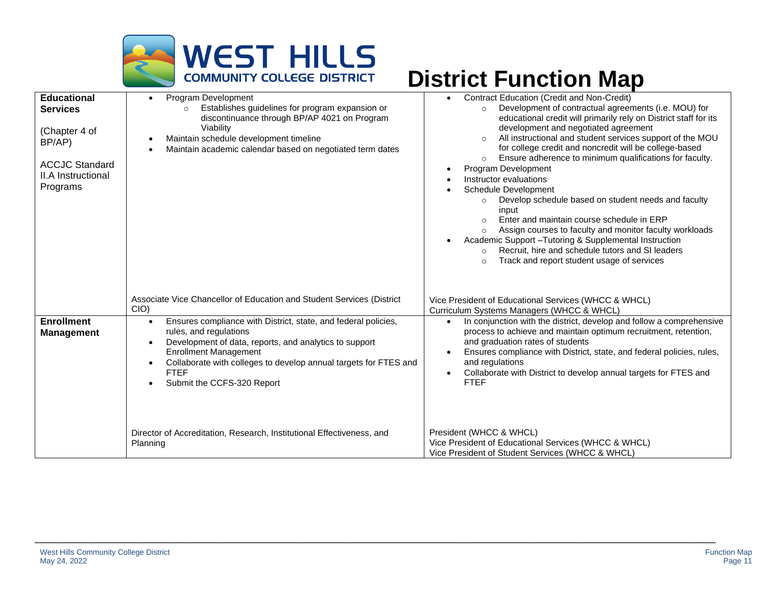# District Function Map

| | | |
|---|---|---|
| **Educational Services**<br><br>(Chapter 4 of BP/AP)<br><br>ACCJC Standard II.A Instructional Programs | • Program Development<br>&nbsp;&nbsp;&nbsp;&nbsp;○ Establishes guidelines for program expansion or discontinuance through BP/AP 4021 on Program Viability<br>• Maintain schedule development timeline<br>• Maintain academic calendar based on negotiated term dates<br><br>Associate Vice Chancellor of Education and Student Services (District CIO) | • Contract Education (Credit and Non-Credit)<br>&nbsp;&nbsp;&nbsp;&nbsp;○ Development of contractual agreements (i.e. MOU) for educational credit will primarily rely on District staff for its development and negotiated agreement<br>&nbsp;&nbsp;&nbsp;&nbsp;○ All instructional and student services support of the MOU for college credit and noncredit will be college-based<br>&nbsp;&nbsp;&nbsp;&nbsp;○ Ensure adherence to minimum qualifications for faculty.<br>• Program Development<br>• Instructor evaluations<br>• Schedule Development<br>&nbsp;&nbsp;&nbsp;&nbsp;○ Develop schedule based on student needs and faculty input<br>&nbsp;&nbsp;&nbsp;&nbsp;○ Enter and maintain course schedule in ERP<br>&nbsp;&nbsp;&nbsp;&nbsp;○ Assign courses to faculty and monitor faculty workloads<br>• Academic Support –Tutoring & Supplemental Instruction<br>&nbsp;&nbsp;&nbsp;&nbsp;○ Recruit, hire and schedule tutors and SI leaders<br>&nbsp;&nbsp;&nbsp;&nbsp;○ Track and report student usage of services<br><br>Vice President of Educational Services (WHCC & WHCL)<br>Curriculum Systems Managers (WHCC & WHCL) |
| **Enrollment Management** | • Ensures compliance with District, state, and federal policies, rules, and regulations<br>• Development of data, reports, and analytics to support Enrollment Management<br>• Collaborate with colleges to develop annual targets for FTES and FTEF<br>• Submit the CCFS-320 Report<br><br>Director of Accreditation, Research, Institutional Effectiveness, and Planning | • In conjunction with the district, develop and follow a comprehensive process to achieve and maintain optimum recruitment, retention, and graduation rates of students<br>• Ensures compliance with District, state, and federal policies, rules, and regulations<br>• Collaborate with District to develop annual targets for FTES and FTEF<br><br>President (WHCC & WHCL)<br>Vice President of Educational Services (WHCC & WHCL)<br>Vice President of Student Services (WHCC & WHCL) |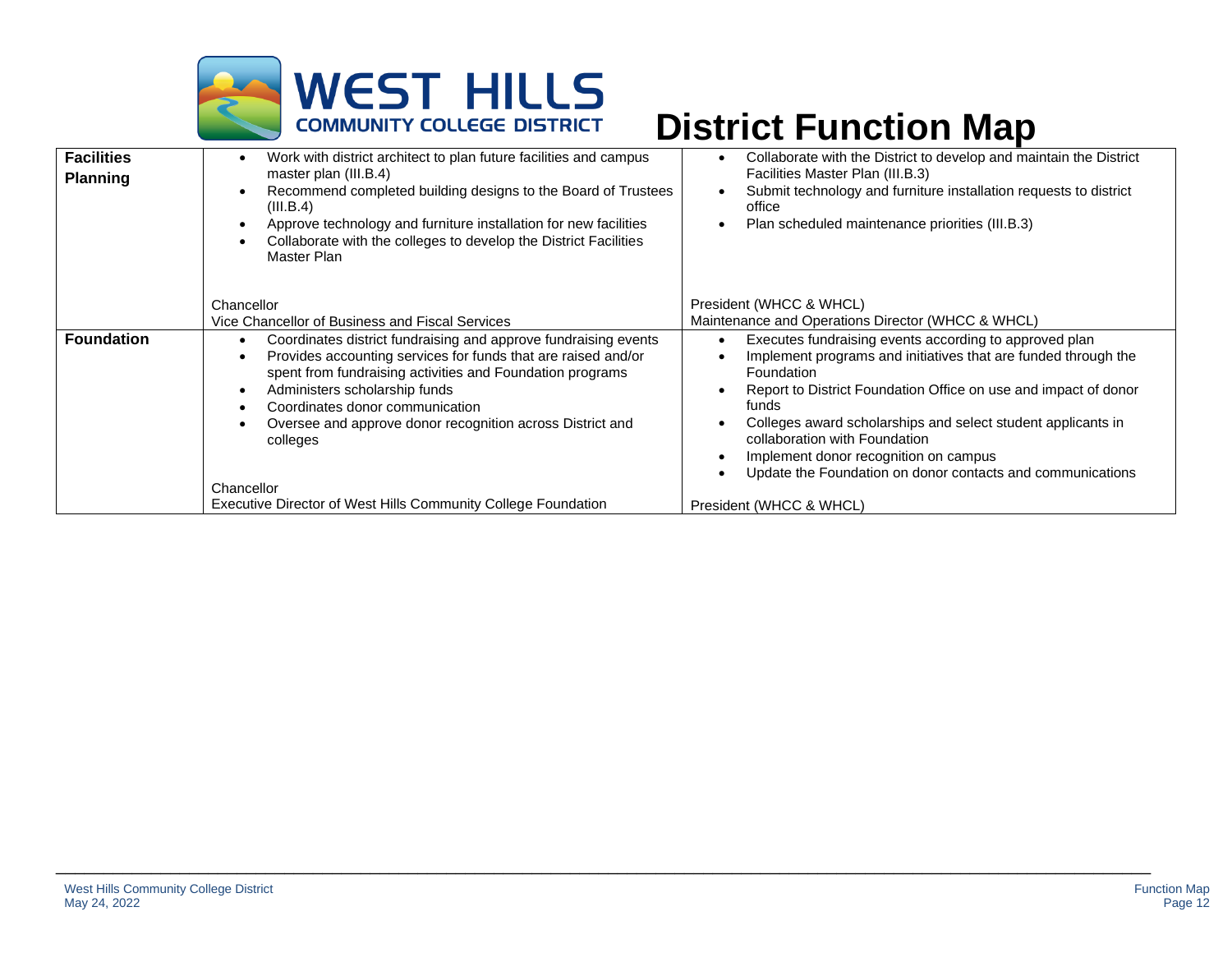# District Function Map

| | | |
|---|---|---|
| **Facilities Planning** | • Work with district architect to plan future facilities and campus master plan (III.B.4)<br>• Recommend completed building designs to the Board of Trustees (III.B.4)<br>• Approve technology and furniture installation for new facilities<br>• Collaborate with the colleges to develop the District Facilities Master Plan<br><br>Chancellor<br>Vice Chancellor of Business and Fiscal Services | • Collaborate with the District to develop and maintain the District Facilities Master Plan (III.B.3)<br>• Submit technology and furniture installation requests to district office<br>• Plan scheduled maintenance priorities (III.B.3)<br><br>President (WHCC & WHCL)<br>Maintenance and Operations Director (WHCC & WHCL) |
| **Foundation** | • Coordinates district fundraising and approve fundraising events<br>• Provides accounting services for funds that are raised and/or spent from fundraising activities and Foundation programs<br>• Administers scholarship funds<br>• Coordinates donor communication<br>• Oversee and approve donor recognition across District and colleges<br><br>Chancellor<br>Executive Director of West Hills Community College Foundation | • Executes fundraising events according to approved plan<br>• Implement programs and initiatives that are funded through the Foundation<br>• Report to District Foundation Office on use and impact of donor funds<br>• Colleges award scholarships and select student applicants in collaboration with Foundation<br>• Implement donor recognition on campus<br>• Update the Foundation on donor contacts and communications<br><br>President (WHCC & WHCL) |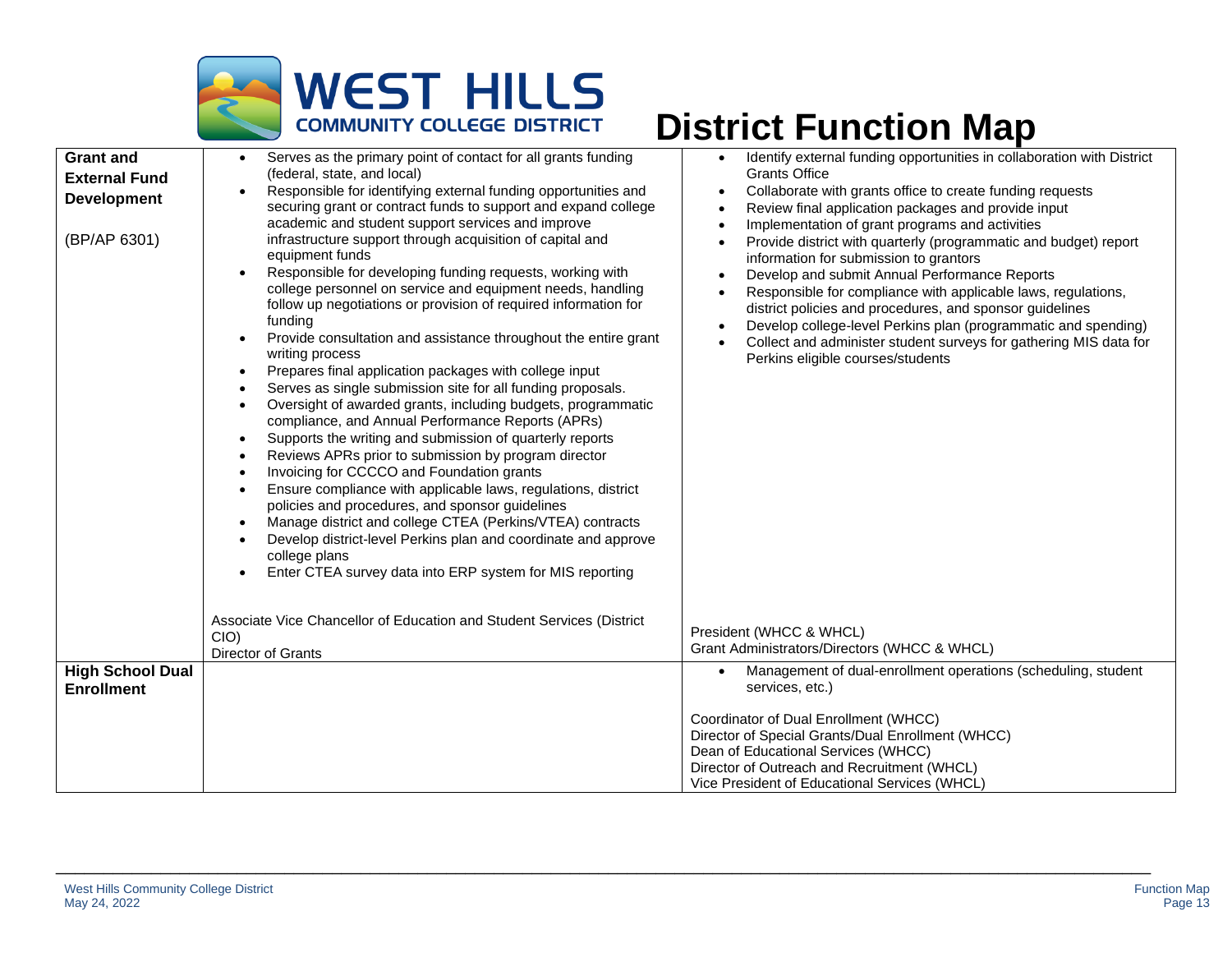# District Function Map

| Function | District | College |
|---|---|---|
| **Grant and External Fund Development**<br><br>(BP/AP 6301) | • Serves as the primary point of contact for all grants funding (federal, state, and local)<br>• Responsible for identifying external funding opportunities and securing grant or contract funds to support and expand college academic and student support services and improve infrastructure support through acquisition of capital and equipment funds<br>• Responsible for developing funding requests, working with college personnel on service and equipment needs, handling follow up negotiations or provision of required information for funding<br>• Provide consultation and assistance throughout the entire grant writing process<br>• Prepares final application packages with college input<br>• Serves as single submission site for all funding proposals.<br>• Oversight of awarded grants, including budgets, programmatic compliance, and Annual Performance Reports (APRs)<br>• Supports the writing and submission of quarterly reports<br>• Reviews APRs prior to submission by program director<br>• Invoicing for CCCCO and Foundation grants<br>• Ensure compliance with applicable laws, regulations, district policies and procedures, and sponsor guidelines<br>• Manage district and college CTEA (Perkins/VTEA) contracts<br>• Develop district-level Perkins plan and coordinate and approve college plans<br>• Enter CTEA survey data into ERP system for MIS reporting<br><br>Associate Vice Chancellor of Education and Student Services (District CIO)<br>Director of Grants | • Identify external funding opportunities in collaboration with District Grants Office<br>• Collaborate with grants office to create funding requests<br>• Review final application packages and provide input<br>• Implementation of grant programs and activities<br>• Provide district with quarterly (programmatic and budget) report information for submission to grantors<br>• Develop and submit Annual Performance Reports<br>• Responsible for compliance with applicable laws, regulations, district policies and procedures, and sponsor guidelines<br>• Develop college-level Perkins plan (programmatic and spending)<br>• Collect and administer student surveys for gathering MIS data for Perkins eligible courses/students<br><br>President (WHCC & WHCL)<br>Grant Administrators/Directors (WHCC & WHCL) |
| **High School Dual Enrollment** | | • Management of dual-enrollment operations (scheduling, student services, etc.)<br><br>Coordinator of Dual Enrollment (WHCC)<br>Director of Special Grants/Dual Enrollment (WHCC)<br>Dean of Educational Services (WHCC)<br>Director of Outreach and Recruitment (WHCL)<br>Vice President of Educational Services (WHCL) |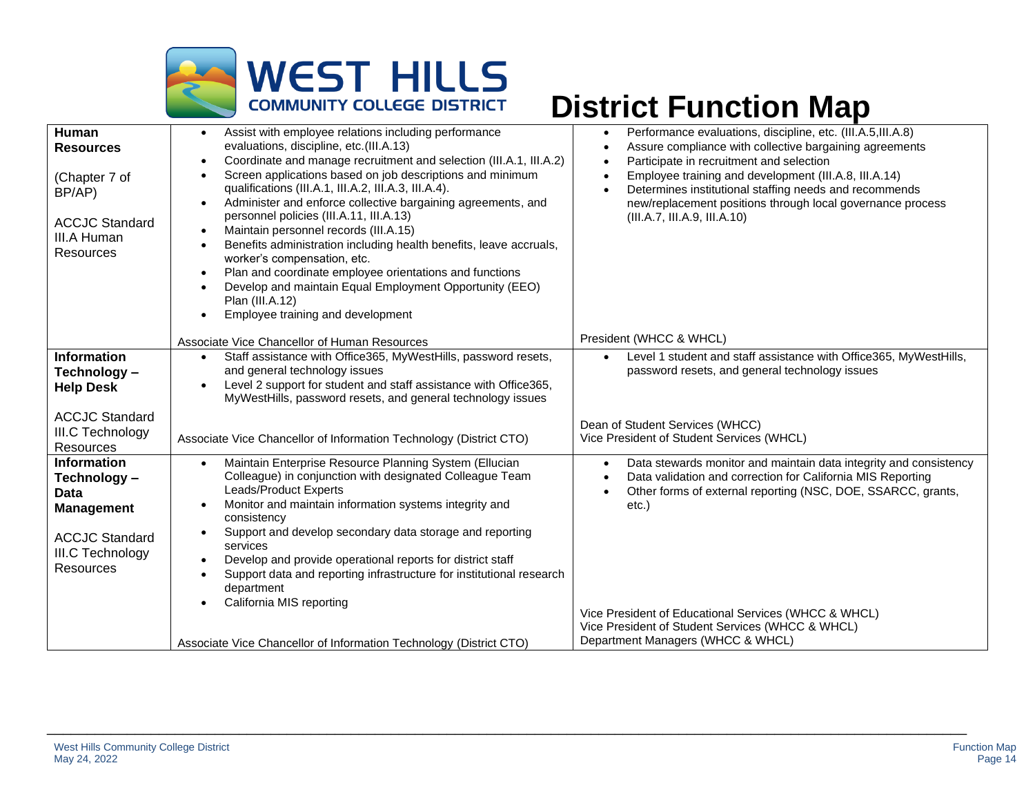# District Function Map

| Function | District | Colleges |
|---|---|---|
| **Human Resources**<br><br>(Chapter 7 of BP/AP)<br><br>ACCJC Standard III.A Human Resources | • Assist with employee relations including performance evaluations, discipline, etc.(III.A.13)<br>• Coordinate and manage recruitment and selection (III.A.1, III.A.2)<br>• Screen applications based on job descriptions and minimum qualifications (III.A.1, III.A.2, III.A.3, III.A.4).<br>• Administer and enforce collective bargaining agreements, and personnel policies (III.A.11, III.A.13)<br>• Maintain personnel records (III.A.15)<br>• Benefits administration including health benefits, leave accruals, worker's compensation, etc.<br>• Plan and coordinate employee orientations and functions<br>• Develop and maintain Equal Employment Opportunity (EEO) Plan (III.A.12)<br>• Employee training and development<br><br>Associate Vice Chancellor of Human Resources | • Performance evaluations, discipline, etc. (III.A.5,III.A.8)<br>• Assure compliance with collective bargaining agreements<br>• Participate in recruitment and selection<br>• Employee training and development (III.A.8, III.A.14)<br>• Determines institutional staffing needs and recommends new/replacement positions through local governance process (III.A.7, III.A.9, III.A.10)<br><br>President (WHCC & WHCL) |
| **Information Technology – Help Desk**<br><br>ACCJC Standard III.C Technology Resources | • Staff assistance with Office365, MyWestHills, password resets, and general technology issues<br>• Level 2 support for student and staff assistance with Office365, MyWestHills, password resets, and general technology issues<br><br>Associate Vice Chancellor of Information Technology (District CTO) | • Level 1 student and staff assistance with Office365, MyWestHills, password resets, and general technology issues<br><br>Dean of Student Services (WHCC)<br>Vice President of Student Services (WHCL) |
| **Information Technology – Data Management**<br><br>ACCJC Standard III.C Technology Resources | • Maintain Enterprise Resource Planning System (Ellucian Colleague) in conjunction with designated Colleague Team Leads/Product Experts<br>• Monitor and maintain information systems integrity and consistency<br>• Support and develop secondary data storage and reporting services<br>• Develop and provide operational reports for district staff<br>• Support data and reporting infrastructure for institutional research department<br>• California MIS reporting<br><br>Associate Vice Chancellor of Information Technology (District CTO) | • Data stewards monitor and maintain data integrity and consistency<br>• Data validation and correction for California MIS Reporting<br>• Other forms of external reporting (NSC, DOE, SSARCC, grants, etc.)<br><br>Vice President of Educational Services (WHCC & WHCL)<br>Vice President of Student Services (WHCC & WHCL)<br>Department Managers (WHCC & WHCL) |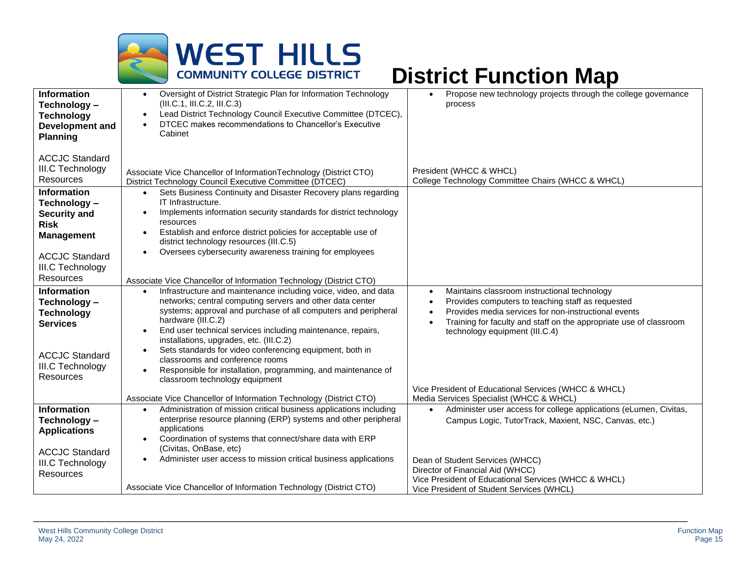# District Function Map

| | | |
|---|---|---|
| **Information Technology – Technology Development and Planning**<br><br>ACCJC Standard III.C Technology Resources | • Oversight of District Strategic Plan for Information Technology (III.C.1, III.C.2, III.C.3)<br>• Lead District Technology Council Executive Committee (DTCEC),<br>• DTCEC makes recommendations to Chancellor's Executive Cabinet<br><br>Associate Vice Chancellor of InformationTechnology (District CTO)<br>District Technology Council Executive Committee (DTCEC) | • Propose new technology projects through the college governance process<br><br>President (WHCC & WHCL)<br>College Technology Committee Chairs (WHCC & WHCL) |
| **Information Technology – Security and Risk Management**<br><br>ACCJC Standard III.C Technology Resources | • Sets Business Continuity and Disaster Recovery plans regarding IT Infrastructure.<br>• Implements information security standards for district technology resources<br>• Establish and enforce district policies for acceptable use of district technology resources (III.C.5)<br>• Oversees cybersecurity awareness training for employees<br><br>Associate Vice Chancellor of Information Technology (District CTO) | |
| **Information Technology – Technology Services**<br><br>ACCJC Standard III.C Technology Resources | • Infrastructure and maintenance including voice, video, and data networks; central computing servers and other data center systems; approval and purchase of all computers and peripheral hardware (III.C.2)<br>• End user technical services including maintenance, repairs, installations, upgrades, etc. (III.C.2)<br>• Sets standards for video conferencing equipment, both in classrooms and conference rooms<br>• Responsible for installation, programming, and maintenance of classroom technology equipment<br><br>Associate Vice Chancellor of Information Technology (District CTO) | • Maintains classroom instructional technology<br>• Provides computers to teaching staff as requested<br>• Provides media services for non-instructional events<br>• Training for faculty and staff on the appropriate use of classroom technology equipment (III.C.4)<br><br>Vice President of Educational Services (WHCC & WHCL)<br>Media Services Specialist (WHCC & WHCL) |
| **Information Technology – Applications**<br><br>ACCJC Standard III.C Technology Resources | • Administration of mission critical business applications including enterprise resource planning (ERP) systems and other peripheral applications<br>• Coordination of systems that connect/share data with ERP (Civitas, OnBase, etc)<br>• Administer user access to mission critical business applications<br><br>Associate Vice Chancellor of Information Technology (District CTO) | • Administer user access for college applications (eLumen, Civitas, Campus Logic, TutorTrack, Maxient, NSC, Canvas, etc.)<br><br>Dean of Student Services (WHCC)<br>Director of Financial Aid (WHCC)<br>Vice President of Educational Services (WHCC & WHCL)<br>Vice President of Student Services (WHCL) |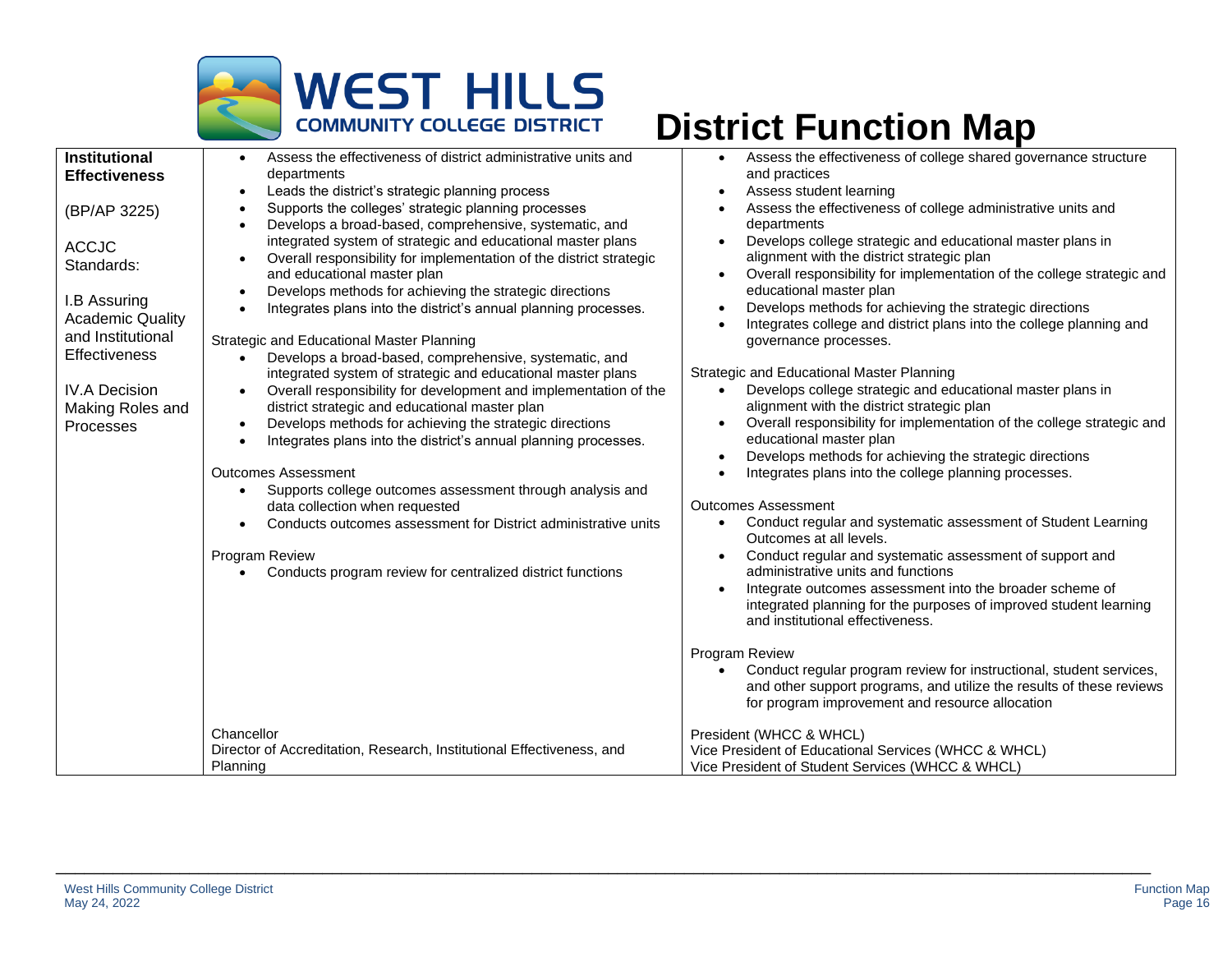# District Function Map

| Institutional Effectiveness (BP/AP 3225) ACCJC Standards: I.B Assuring Academic Quality and Institutional Effectiveness IV.A Decision Making Roles and Processes | District | College |
|---|---|---|
| **Institutional Effectiveness**<br><br>(BP/AP 3225)<br><br>ACCJC Standards:<br><br>I.B Assuring Academic Quality and Institutional Effectiveness<br><br>IV.A Decision Making Roles and Processes | • Assess the effectiveness of district administrative units and departments<br>• Leads the district's strategic planning process<br>• Supports the colleges' strategic planning processes<br>• Develops a broad-based, comprehensive, systematic, and integrated system of strategic and educational master plans<br>• Overall responsibility for implementation of the district strategic and educational master plan<br>• Develops methods for achieving the strategic directions<br>• Integrates plans into the district's annual planning processes.<br><br>Strategic and Educational Master Planning<br>• Develops a broad-based, comprehensive, systematic, and integrated system of strategic and educational master plans<br>• Overall responsibility for development and implementation of the district strategic and educational master plan<br>• Develops methods for achieving the strategic directions<br>• Integrates plans into the district's annual planning processes.<br><br>Outcomes Assessment<br>• Supports college outcomes assessment through analysis and data collection when requested<br>• Conducts outcomes assessment for District administrative units<br><br>Program Review<br>• Conducts program review for centralized district functions | • Assess the effectiveness of college shared governance structure and practices<br>• Assess student learning<br>• Assess the effectiveness of college administrative units and departments<br>• Develops college strategic and educational master plans in alignment with the district strategic plan<br>• Overall responsibility for implementation of the college strategic and educational master plan<br>• Develops methods for achieving the strategic directions<br>• Integrates college and district plans into the college planning and governance processes.<br><br>Strategic and Educational Master Planning<br>• Develops college strategic and educational master plans in alignment with the district strategic plan<br>• Overall responsibility for implementation of the college strategic and educational master plan<br>• Develops methods for achieving the strategic directions<br>• Integrates plans into the college planning processes.<br><br>Outcomes Assessment<br>• Conduct regular and systematic assessment of Student Learning Outcomes at all levels.<br>• Conduct regular and systematic assessment of support and administrative units and functions<br>• Integrate outcomes assessment into the broader scheme of integrated planning for the purposes of improved student learning and institutional effectiveness.<br><br>Program Review<br>• Conduct regular program review for instructional, student services, and other support programs, and utilize the results of these reviews for program improvement and resource allocation |
| | Chancellor<br>Director of Accreditation, Research, Institutional Effectiveness, and Planning | President (WHCC & WHCL)<br>Vice President of Educational Services (WHCC & WHCL)<br>Vice President of Student Services (WHCC & WHCL) |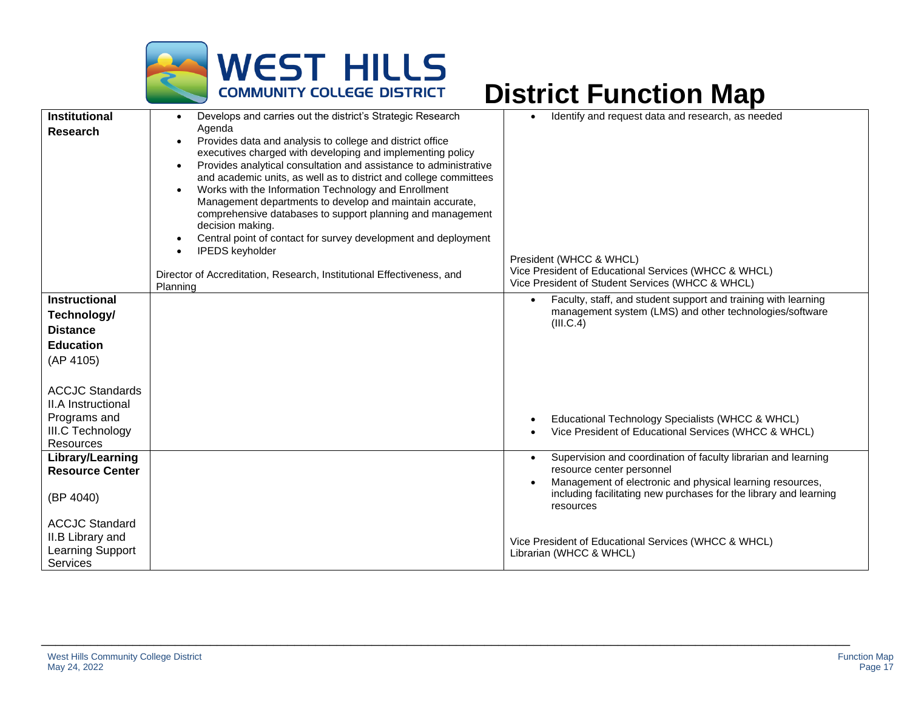# District Function Map

| | | |
|---|---|---|
| **Institutional Research** | • Develops and carries out the district's Strategic Research Agenda<br>• Provides data and analysis to college and district office executives charged with developing and implementing policy<br>• Provides analytical consultation and assistance to administrative and academic units, as well as to district and college committees<br>• Works with the Information Technology and Enrollment Management departments to develop and maintain accurate, comprehensive databases to support planning and management decision making.<br>• Central point of contact for survey development and deployment<br>• IPEDS keyholder<br><br>Director of Accreditation, Research, Institutional Effectiveness, and Planning | • Identify and request data and research, as needed<br><br>President (WHCC & WHCL)<br>Vice President of Educational Services (WHCC & WHCL)<br>Vice President of Student Services (WHCC & WHCL) |
| **Instructional Technology/ Distance Education**<br>(AP 4105)<br><br>ACCJC Standards II.A Instructional Programs and III.C Technology Resources | | • Faculty, staff, and student support and training with learning management system (LMS) and other technologies/software (III.C.4)<br><br>• Educational Technology Specialists (WHCC & WHCL)<br>• Vice President of Educational Services (WHCC & WHCL) |
| **Library/Learning Resource Center**<br><br>(BP 4040)<br><br>ACCJC Standard II.B Library and Learning Support Services | | • Supervision and coordination of faculty librarian and learning resource center personnel<br>• Management of electronic and physical learning resources, including facilitating new purchases for the library and learning resources<br><br>Vice President of Educational Services (WHCC & WHCL)<br>Librarian (WHCC & WHCL) |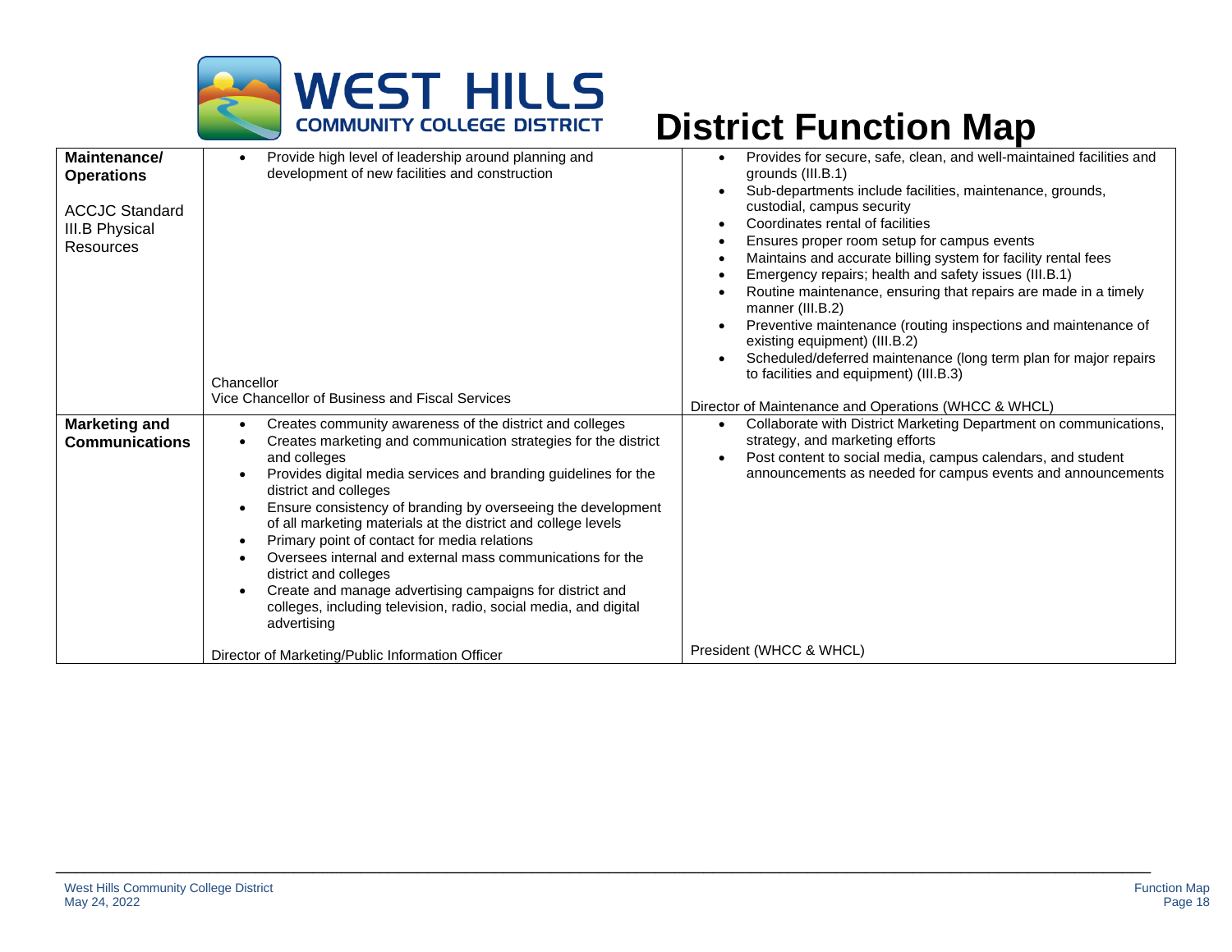# District Function Map

| | | |
|---|---|---|
| **Maintenance/ Operations**<br><br>ACCJC Standard III.B Physical Resources | • Provide high level of leadership around planning and development of new facilities and construction<br><br>Chancellor<br>Vice Chancellor of Business and Fiscal Services | • Provides for secure, safe, clean, and well-maintained facilities and grounds (III.B.1)<br>• Sub-departments include facilities, maintenance, grounds, custodial, campus security<br>• Coordinates rental of facilities<br>• Ensures proper room setup for campus events<br>• Maintains and accurate billing system for facility rental fees<br>• Emergency repairs; health and safety issues (III.B.1)<br>• Routine maintenance, ensuring that repairs are made in a timely manner (III.B.2)<br>• Preventive maintenance (routing inspections and maintenance of existing equipment) (III.B.2)<br>• Scheduled/deferred maintenance (long term plan for major repairs to facilities and equipment) (III.B.3)<br><br>Director of Maintenance and Operations (WHCC & WHCL) |
| **Marketing and Communications** | • Creates community awareness of the district and colleges<br>• Creates marketing and communication strategies for the district and colleges<br>• Provides digital media services and branding guidelines for the district and colleges<br>• Ensure consistency of branding by overseeing the development of all marketing materials at the district and college levels<br>• Primary point of contact for media relations<br>• Oversees internal and external mass communications for the district and colleges<br>• Create and manage advertising campaigns for district and colleges, including television, radio, social media, and digital advertising<br><br>Director of Marketing/Public Information Officer | • Collaborate with District Marketing Department on communications, strategy, and marketing efforts<br>• Post content to social media, campus calendars, and student announcements as needed for campus events and announcements<br><br>President (WHCC & WHCL) |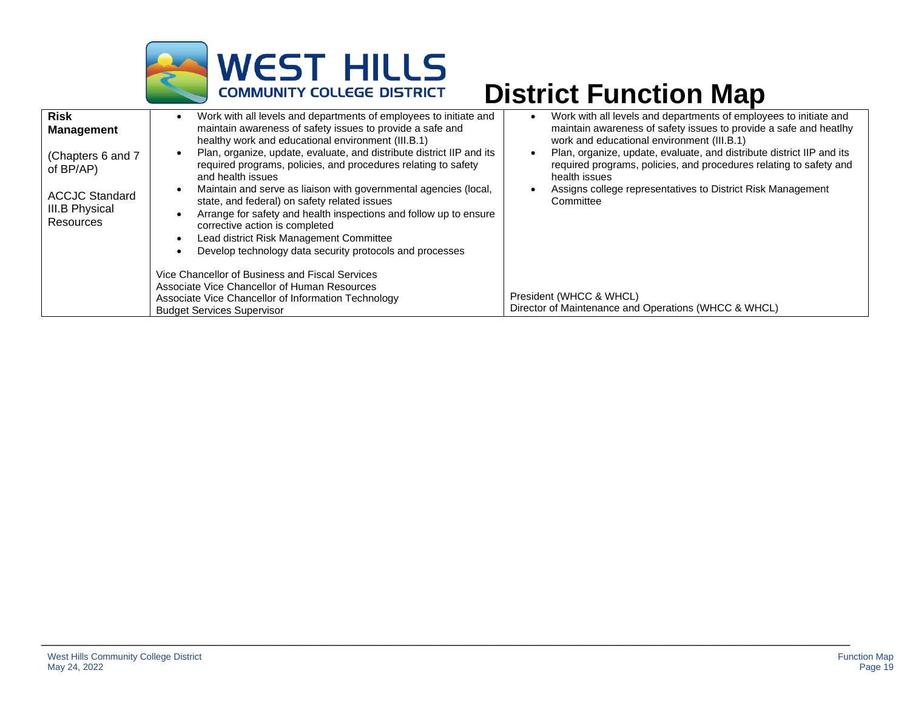# District Function Map

| | | |
|---|---|---|
| **Risk Management**<br><br>(Chapters 6 and 7 of BP/AP)<br><br>ACCJC Standard III.B Physical Resources | • Work with all levels and departments of employees to initiate and maintain awareness of safety issues to provide a safe and healthy work and educational environment (III.B.1)<br>• Plan, organize, update, evaluate, and distribute district IIP and its required programs, policies, and procedures relating to safety and health issues<br>• Maintain and serve as liaison with governmental agencies (local, state, and federal) on safety related issues<br>• Arrange for safety and health inspections and follow up to ensure corrective action is completed<br>• Lead district Risk Management Committee<br>• Develop technology data security protocols and processes<br><br>Vice Chancellor of Business and Fiscal Services<br>Associate Vice Chancellor of Human Resources<br>Associate Vice Chancellor of Information Technology<br>Budget Services Supervisor | • Work with all levels and departments of employees to initiate and maintain awareness of safety issues to provide a safe and heatlhy work and educational environment (III.B.1)<br>• Plan, organize, update, evaluate, and distribute district IIP and its required programs, policies, and procedures relating to safety and health issues<br>• Assigns college representatives to District Risk Management Committee<br><br>President (WHCC & WHCL)<br>Director of Maintenance and Operations (WHCC & WHCL) |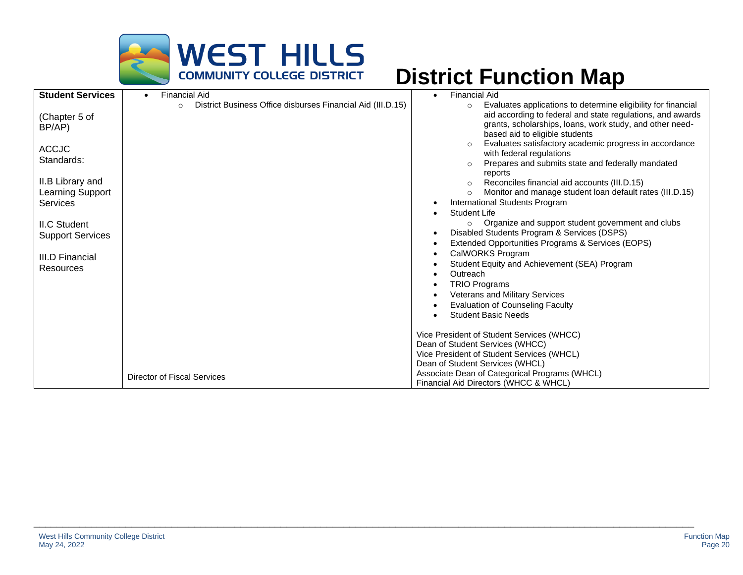# District Function Map

| | | |
|---|---|---|
| **Student Services**<br><br>(Chapter 5 of BP/AP)<br><br>ACCJC Standards:<br><br>II.B Library and Learning Support Services<br><br>II.C Student Support Services<br><br>III.D Financial Resources | • Financial Aid<br>&nbsp;&nbsp;&nbsp;&nbsp;○ District Business Office disburses Financial Aid (III.D.15)<br><br>Director of Fiscal Services | • Financial Aid<br>&nbsp;&nbsp;&nbsp;&nbsp;○ Evaluates applications to determine eligibility for financial aid according to federal and state regulations, and awards grants, scholarships, loans, work study, and other need-based aid to eligible students<br>&nbsp;&nbsp;&nbsp;&nbsp;○ Evaluates satisfactory academic progress in accordance with federal regulations<br>&nbsp;&nbsp;&nbsp;&nbsp;○ Prepares and submits state and federally mandated reports<br>&nbsp;&nbsp;&nbsp;&nbsp;○ Reconciles financial aid accounts (III.D.15)<br>&nbsp;&nbsp;&nbsp;&nbsp;○ Monitor and manage student loan default rates (III.D.15)<br>• International Students Program<br>• Student Life<br>&nbsp;&nbsp;&nbsp;&nbsp;○ Organize and support student government and clubs<br>• Disabled Students Program & Services (DSPS)<br>• Extended Opportunities Programs & Services (EOPS)<br>• CalWORKS Program<br>• Student Equity and Achievement (SEA) Program<br>• Outreach<br>• TRIO Programs<br>• Veterans and Military Services<br>• Evaluation of Counseling Faculty<br>• Student Basic Needs<br><br>Vice President of Student Services (WHCC)<br>Dean of Student Services (WHCC)<br>Vice President of Student Services (WHCL)<br>Dean of Student Services (WHCL)<br>Associate Dean of Categorical Programs (WHCL)<br>Financial Aid Directors (WHCC & WHCL) |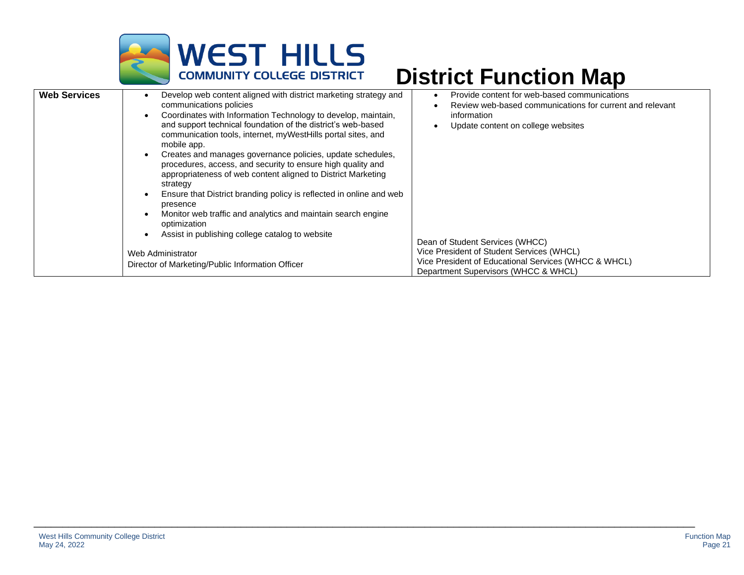# District Function Map

| | | |
|---|---|---|
| **Web Services** | • Develop web content aligned with district marketing strategy and communications policies<br>• Coordinates with Information Technology to develop, maintain, and support technical foundation of the district's web-based communication tools, internet, myWestHills portal sites, and mobile app.<br>• Creates and manages governance policies, update schedules, procedures, access, and security to ensure high quality and appropriateness of web content aligned to District Marketing strategy<br>• Ensure that District branding policy is reflected in online and web presence<br>• Monitor web traffic and analytics and maintain search engine optimization<br>• Assist in publishing college catalog to website<br><br>Web Administrator<br>Director of Marketing/Public Information Officer | • Provide content for web-based communications<br>• Review web-based communications for current and relevant information<br>• Update content on college websites<br><br>Dean of Student Services (WHCC)<br>Vice President of Student Services (WHCL)<br>Vice President of Educational Services (WHCC & WHCL)<br>Department Supervisors (WHCC & WHCL) |